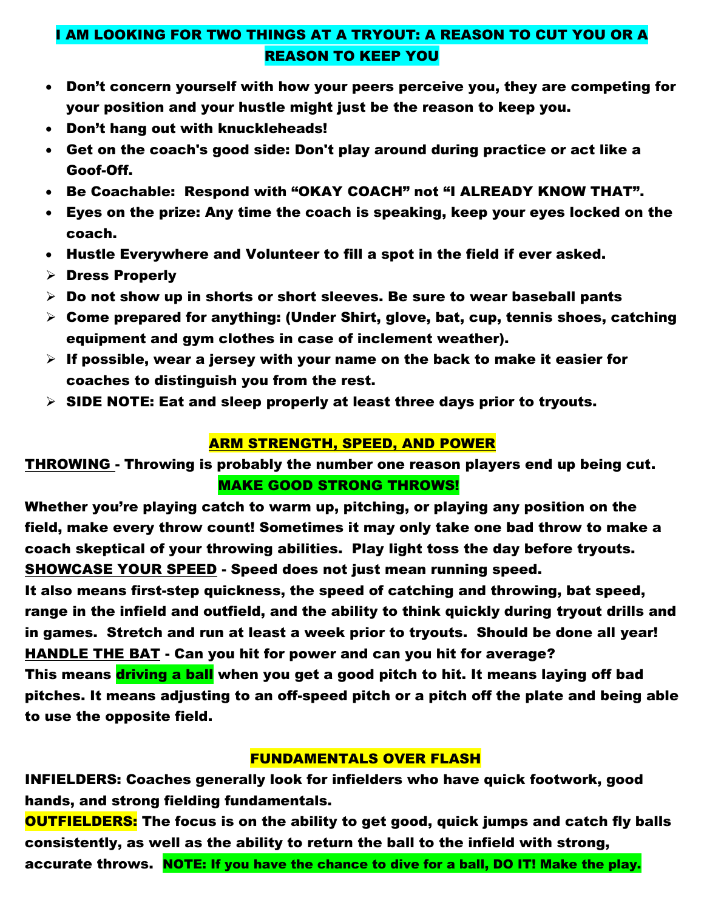## I AM LOOKING FOR TWO THINGS AT A TRYOUT: A REASON TO CUT YOU OR A REASON TO KEEP YOU

- **Don't concern yourself with how your peers perceive you, they are competing for your position and your hustle might just be the reason to keep you.**
- **Don't hang out with knuckleheads!**
- **Get on the coach's good side: Don't play around during practice or act like a Goof-Off.**
- **Be Coachable: Respond with "OKAY COACH" not "I ALREADY KNOW THAT".**
- **Eyes on the prize: Any time the coach is speaking, keep your eyes locked on the coach.**
- **Hustle Everywhere and Volunteer to fill a spot in the field if ever asked.**
- **Dress Properly**
- **Do not show up in shorts or short sleeves. Be sure to wear baseball pants**
- **Come prepared for anything: (Under Shirt, glove, bat, cup, tennis shoes, catching equipment and gym clothes in case of inclement weather).**
- **If possible, wear a jersey with your name on the back to make it easier for coaches to distinguish you from the rest.**
- **SIDE NOTE: Eat and sleep properly at least three days prior to tryouts.**

## ARM STRENGTH, SPEED, AND POWER

**THROWING - Throwing is probably the number one reason players end up being cut.**

**MAKE GOOD STRONG THROWS!**

**Whether you're playing catch to warm up, pitching, or playing any position on the field, make every throw count! Sometimes it may only take one bad throw to make a coach skeptical of your throwing abilities. Play light toss the day before tryouts.**

**SHOWCASE YOUR SPEED - Speed does not just mean running speed.**
**It also means first-step quickness, the speed of catching and throwing, bat speed, range in the infield and outfield, and the ability to think quickly during tryout drills and in games. Stretch and run at least a week prior to tryouts. Should be done all year!**

**HANDLE THE BAT - Can you hit for power and can you hit for average?**
**This means driving a ball when you get a good pitch to hit. It means laying off bad pitches. It means adjusting to an off-speed pitch or a pitch off the plate and being able to use the opposite field.**

## FUNDAMENTALS OVER FLASH

**INFIELDERS: Coaches generally look for infielders who have quick footwork, good hands, and strong fielding fundamentals.**

**OUTFIELDERS: The focus is on the ability to get good, quick jumps and catch fly balls consistently, as well as the ability to return the ball to the infield with strong, accurate throws. NOTE: If you have the chance to dive for a ball, DO IT! Make the play.**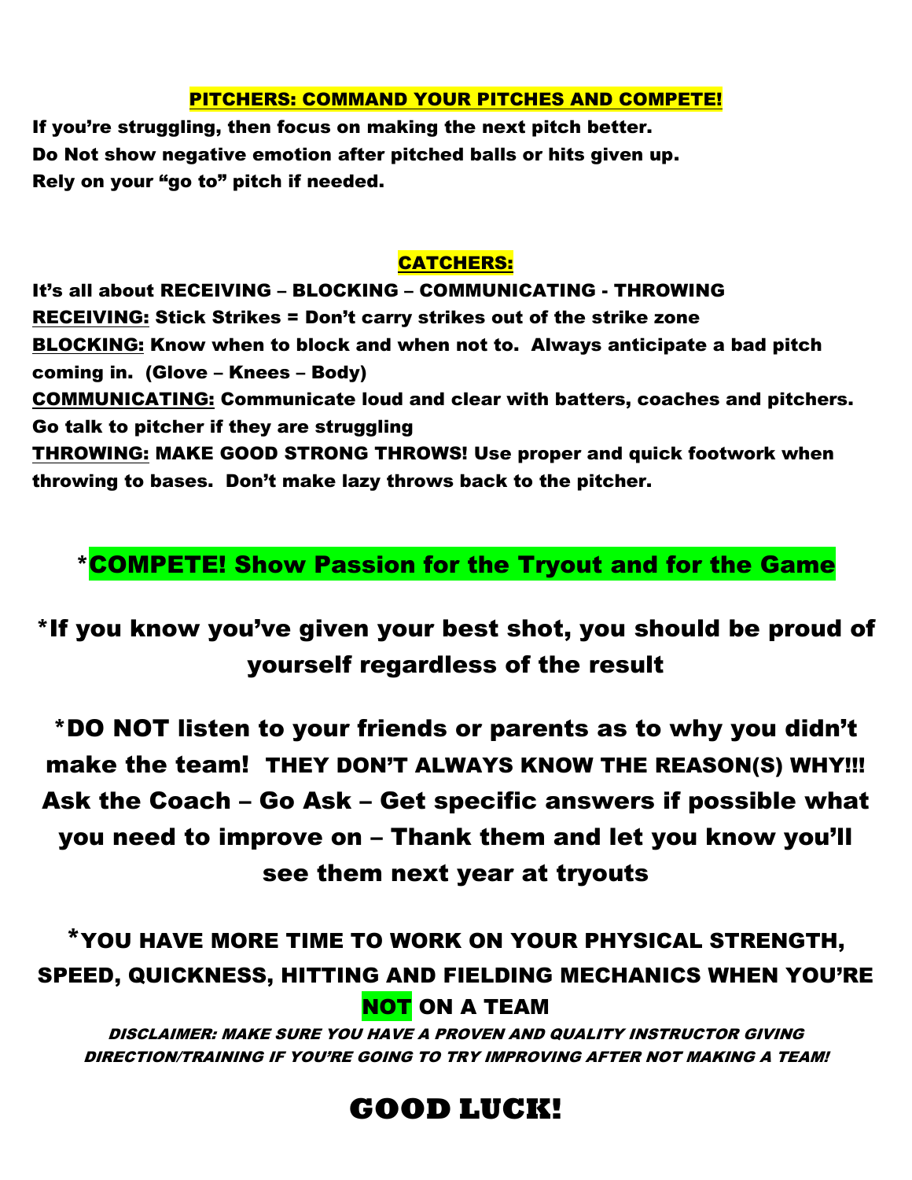## PITCHERS: COMMAND YOUR PITCHES AND COMPETE!

**If you're struggling, then focus on making the next pitch better.**
**Do Not show negative emotion after pitched balls or hits given up.**
**Rely on your "go to" pitch if needed.**

## CATCHERS:

**It's all about RECEIVING – BLOCKING – COMMUNICATING - THROWING**

**RECEIVING: Stick Strikes = Don't carry strikes out of the strike zone**

**BLOCKING: Know when to block and when not to. Always anticipate a bad pitch coming in. (Glove – Knees – Body)**

**COMMUNICATING: Communicate loud and clear with batters, coaches and pitchers. Go talk to pitcher if they are struggling**

**THROWING: MAKE GOOD STRONG THROWS! Use proper and quick footwork when throwing to bases. Don't make lazy throws back to the pitcher.**

**\*COMPETE! Show Passion for the Tryout and for the Game**

**\*If you know you've given your best shot, you should be proud of yourself regardless of the result**

**\*DO NOT listen to your friends or parents as to why you didn't make the team! THEY DON'T ALWAYS KNOW THE REASON(S) WHY!!! Ask the Coach – Go Ask – Get specific answers if possible what you need to improve on – Thank them and let you know you'll see them next year at tryouts**

**\*YOU HAVE MORE TIME TO WORK ON YOUR PHYSICAL STRENGTH, SPEED, QUICKNESS, HITTING AND FIELDING MECHANICS WHEN YOU'RE NOT ON A TEAM**

***DISCLAIMER: MAKE SURE YOU HAVE A PROVEN AND QUALITY INSTRUCTOR GIVING DIRECTION/TRAINING IF YOU'RE GOING TO TRY IMPROVING AFTER NOT MAKING A TEAM!***

# GOOD LUCK!